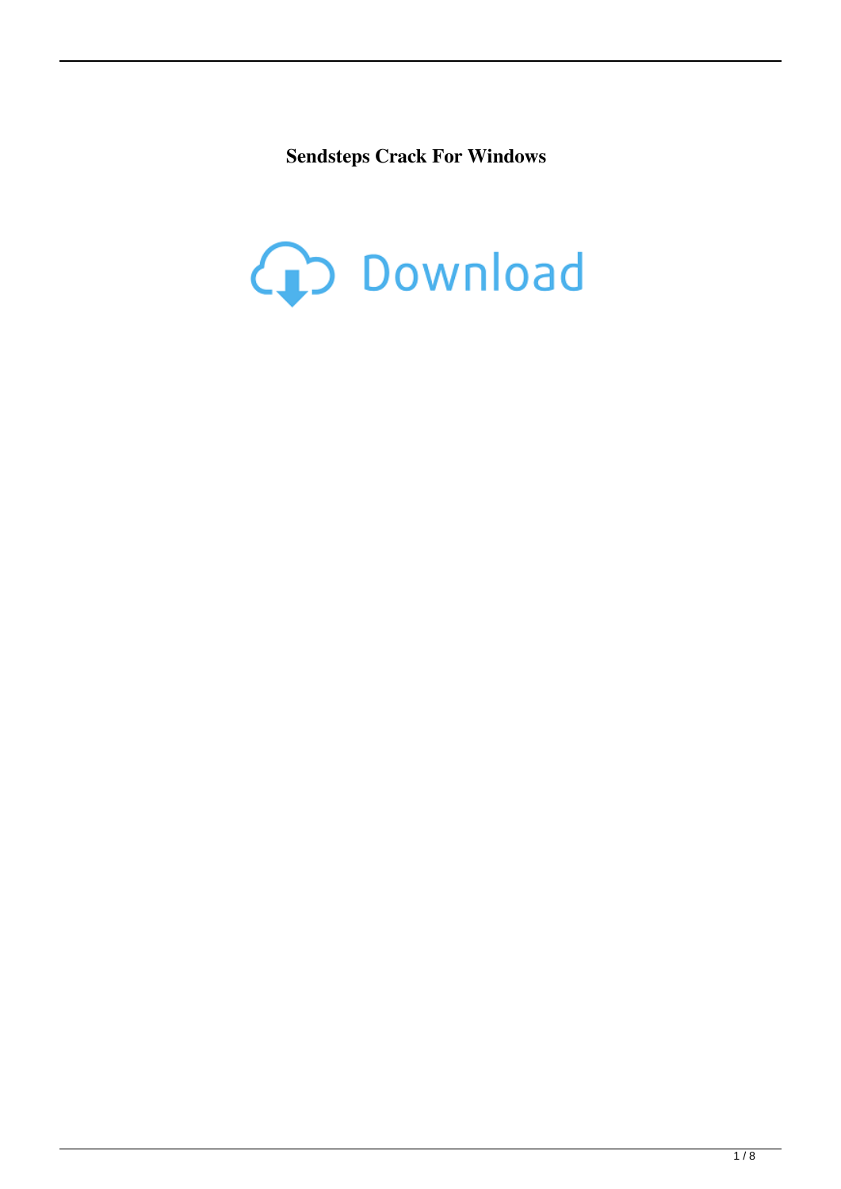**Sendsteps Crack For Windows**

Download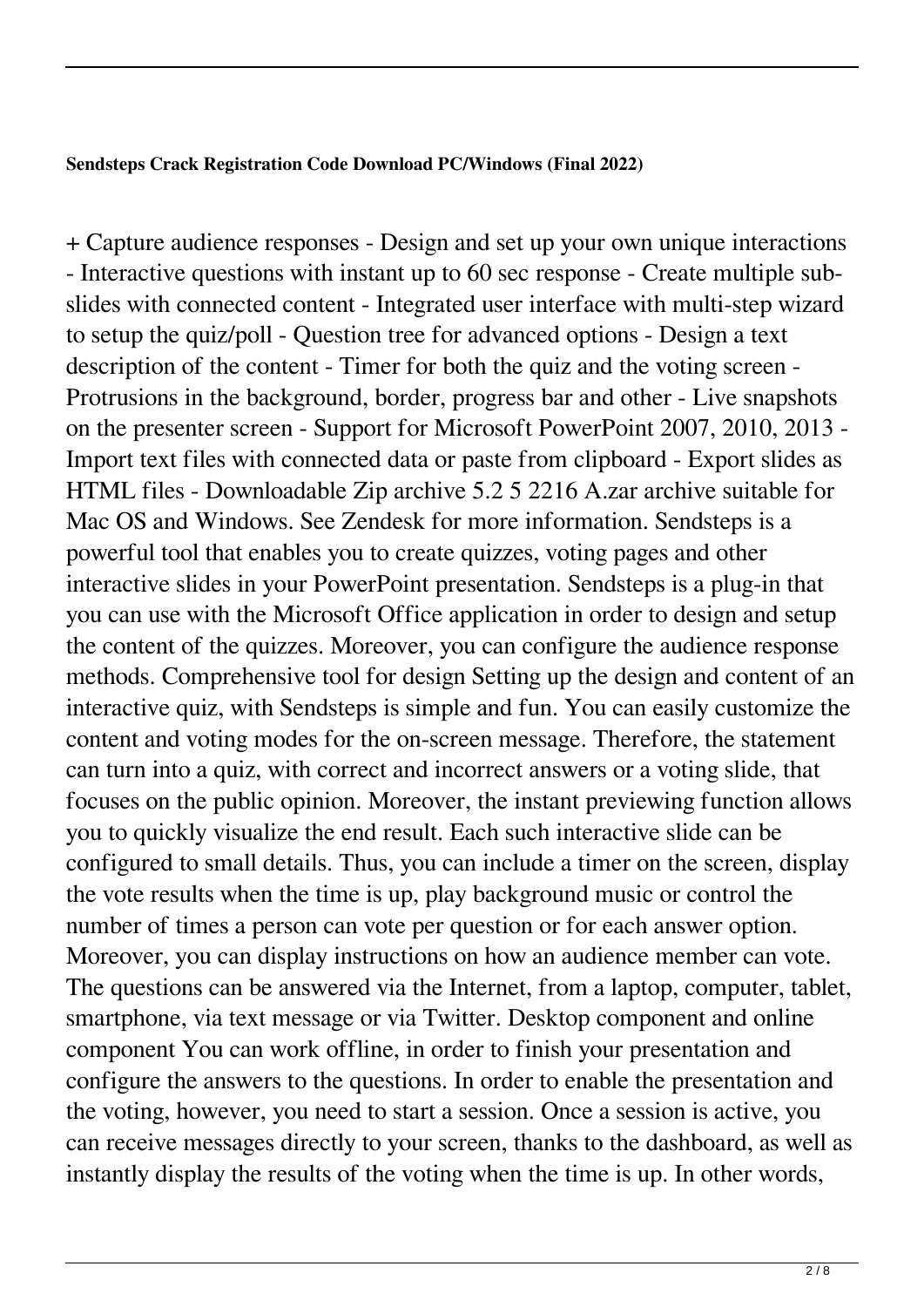**Sendsteps Crack Registration Code Download PC/Windows (Final 2022)**

+ Capture audience responses - Design and set up your own unique interactions - Interactive questions with instant up to 60 sec response - Create multiple sub-slides with connected content - Integrated user interface with multi-step wizard to setup the quiz/poll - Question tree for advanced options - Design a text description of the content - Timer for both the quiz and the voting screen - Protrusions in the background, border, progress bar and other - Live snapshots on the presenter screen - Support for Microsoft PowerPoint 2007, 2010, 2013 - Import text files with connected data or paste from clipboard - Export slides as HTML files - Downloadable Zip archive 5.2 5 2216 A.zar archive suitable for Mac OS and Windows. See Zendesk for more information. Sendsteps is a powerful tool that enables you to create quizzes, voting pages and other interactive slides in your PowerPoint presentation. Sendsteps is a plug-in that you can use with the Microsoft Office application in order to design and setup the content of the quizzes. Moreover, you can configure the audience response methods. Comprehensive tool for design Setting up the design and content of an interactive quiz, with Sendsteps is simple and fun. You can easily customize the content and voting modes for the on-screen message. Therefore, the statement can turn into a quiz, with correct and incorrect answers or a voting slide, that focuses on the public opinion. Moreover, the instant previewing function allows you to quickly visualize the end result. Each such interactive slide can be configured to small details. Thus, you can include a timer on the screen, display the vote results when the time is up, play background music or control the number of times a person can vote per question or for each answer option. Moreover, you can display instructions on how an audience member can vote. The questions can be answered via the Internet, from a laptop, computer, tablet, smartphone, via text message or via Twitter. Desktop component and online component You can work offline, in order to finish your presentation and configure the answers to the questions. In order to enable the presentation and the voting, however, you need to start a session. Once a session is active, you can receive messages directly to your screen, thanks to the dashboard, as well as instantly display the results of the voting when the time is up. In other words,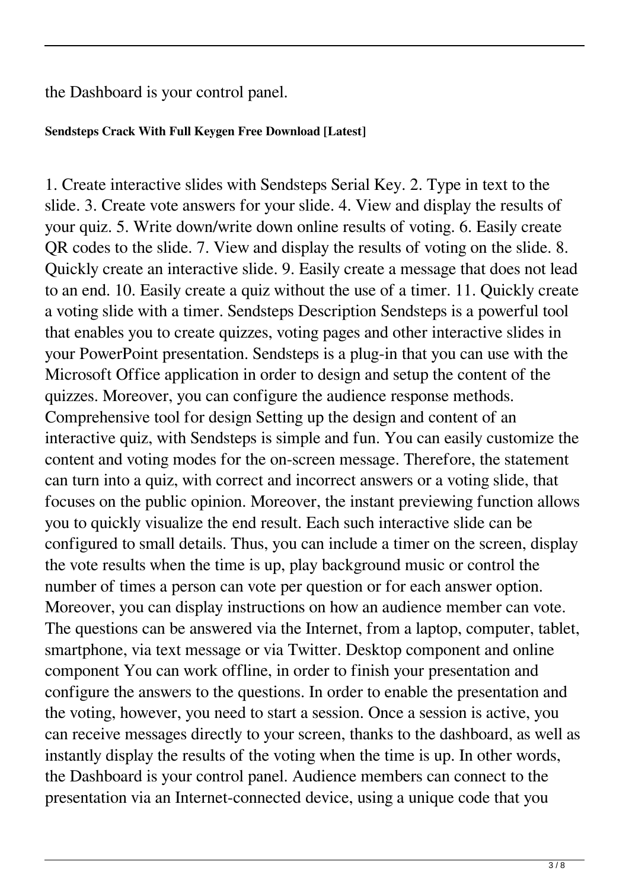the Dashboard is your control panel.

**Sendsteps Crack With Full Keygen Free Download [Latest]**

1. Create interactive slides with Sendsteps Serial Key. 2. Type in text to the slide. 3. Create vote answers for your slide. 4. View and display the results of your quiz. 5. Write down/write down online results of voting. 6. Easily create QR codes to the slide. 7. View and display the results of voting on the slide. 8. Quickly create an interactive slide. 9. Easily create a message that does not lead to an end. 10. Easily create a quiz without the use of a timer. 11. Quickly create a voting slide with a timer. Sendsteps Description Sendsteps is a powerful tool that enables you to create quizzes, voting pages and other interactive slides in your PowerPoint presentation. Sendsteps is a plug-in that you can use with the Microsoft Office application in order to design and setup the content of the quizzes. Moreover, you can configure the audience response methods. Comprehensive tool for design Setting up the design and content of an interactive quiz, with Sendsteps is simple and fun. You can easily customize the content and voting modes for the on-screen message. Therefore, the statement can turn into a quiz, with correct and incorrect answers or a voting slide, that focuses on the public opinion. Moreover, the instant previewing function allows you to quickly visualize the end result. Each such interactive slide can be configured to small details. Thus, you can include a timer on the screen, display the vote results when the time is up, play background music or control the number of times a person can vote per question or for each answer option. Moreover, you can display instructions on how an audience member can vote. The questions can be answered via the Internet, from a laptop, computer, tablet, smartphone, via text message or via Twitter. Desktop component and online component You can work offline, in order to finish your presentation and configure the answers to the questions. In order to enable the presentation and the voting, however, you need to start a session. Once a session is active, you can receive messages directly to your screen, thanks to the dashboard, as well as instantly display the results of the voting when the time is up. In other words, the Dashboard is your control panel. Audience members can connect to the presentation via an Internet-connected device, using a unique code that you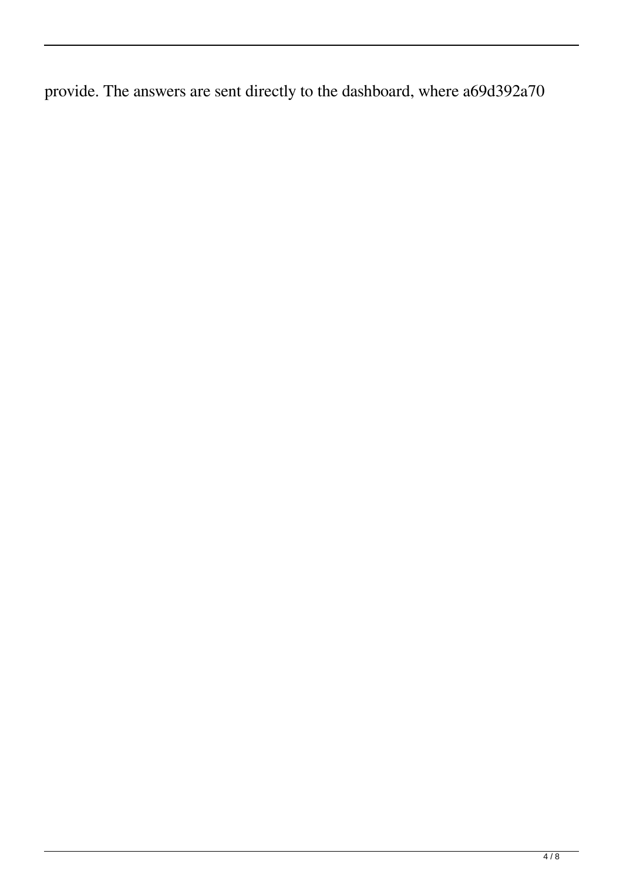provide. The answers are sent directly to the dashboard, where a69d392a70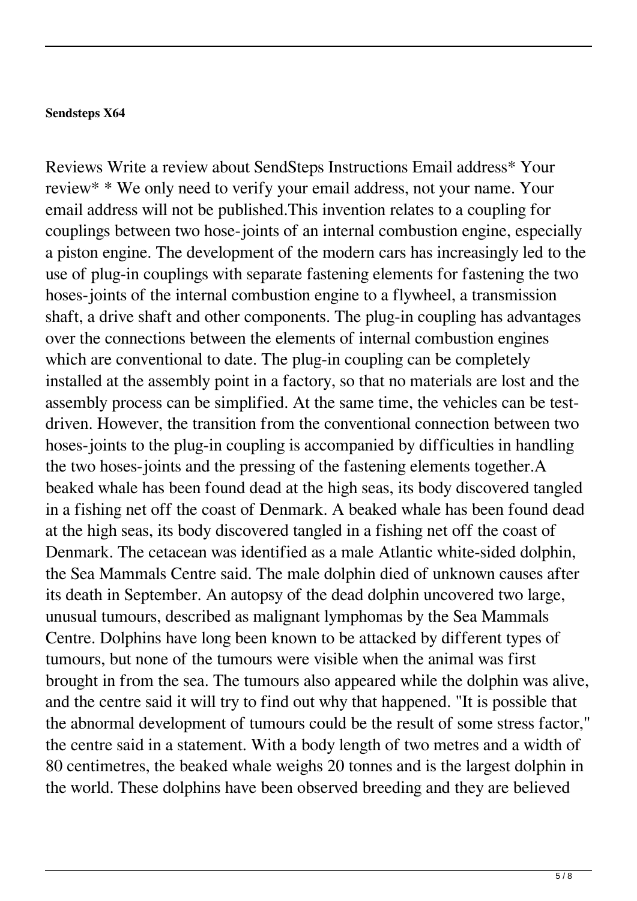**Sendsteps X64**

Reviews Write a review about SendSteps Instructions Email address* Your review* * We only need to verify your email address, not your name. Your email address will not be published.This invention relates to a coupling for couplings between two hose-joints of an internal combustion engine, especially a piston engine. The development of the modern cars has increasingly led to the use of plug-in couplings with separate fastening elements for fastening the two hoses-joints of the internal combustion engine to a flywheel, a transmission shaft, a drive shaft and other components. The plug-in coupling has advantages over the connections between the elements of internal combustion engines which are conventional to date. The plug-in coupling can be completely installed at the assembly point in a factory, so that no materials are lost and the assembly process can be simplified. At the same time, the vehicles can be test-driven. However, the transition from the conventional connection between two hoses-joints to the plug-in coupling is accompanied by difficulties in handling the two hoses-joints and the pressing of the fastening elements together.A beaked whale has been found dead at the high seas, its body discovered tangled in a fishing net off the coast of Denmark. A beaked whale has been found dead at the high seas, its body discovered tangled in a fishing net off the coast of Denmark. The cetacean was identified as a male Atlantic white-sided dolphin, the Sea Mammals Centre said. The male dolphin died of unknown causes after its death in September. An autopsy of the dead dolphin uncovered two large, unusual tumours, described as malignant lymphomas by the Sea Mammals Centre. Dolphins have long been known to be attacked by different types of tumours, but none of the tumours were visible when the animal was first brought in from the sea. The tumours also appeared while the dolphin was alive, and the centre said it will try to find out why that happened. "It is possible that the abnormal development of tumours could be the result of some stress factor," the centre said in a statement. With a body length of two metres and a width of 80 centimetres, the beaked whale weighs 20 tonnes and is the largest dolphin in the world. These dolphins have been observed breeding and they are believed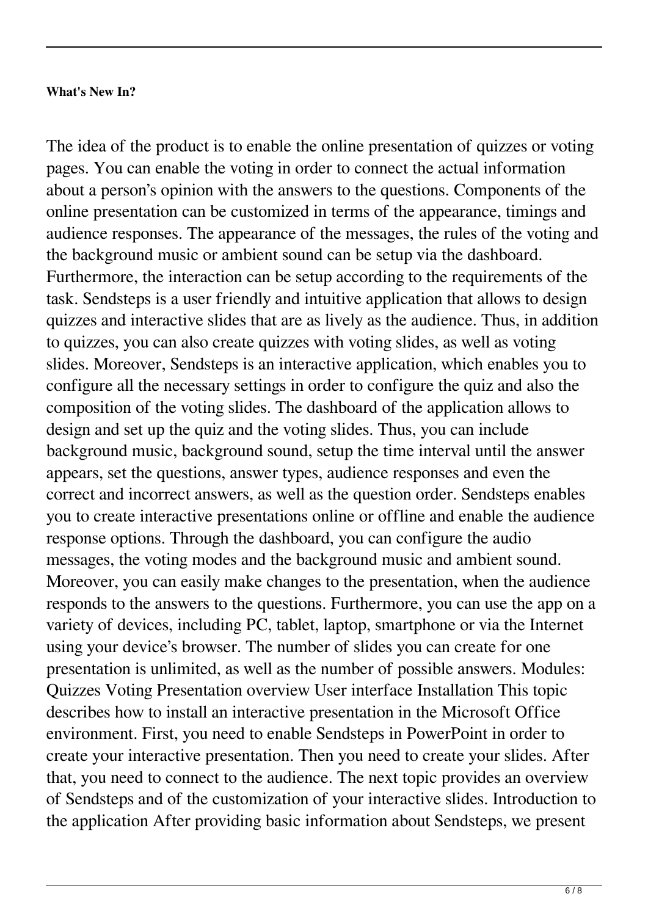**What's New In?**

The idea of the product is to enable the online presentation of quizzes or voting pages. You can enable the voting in order to connect the actual information about a person's opinion with the answers to the questions. Components of the online presentation can be customized in terms of the appearance, timings and audience responses. The appearance of the messages, the rules of the voting and the background music or ambient sound can be setup via the dashboard. Furthermore, the interaction can be setup according to the requirements of the task. Sendsteps is a user friendly and intuitive application that allows to design quizzes and interactive slides that are as lively as the audience. Thus, in addition to quizzes, you can also create quizzes with voting slides, as well as voting slides. Moreover, Sendsteps is an interactive application, which enables you to configure all the necessary settings in order to configure the quiz and also the composition of the voting slides. The dashboard of the application allows to design and set up the quiz and the voting slides. Thus, you can include background music, background sound, setup the time interval until the answer appears, set the questions, answer types, audience responses and even the correct and incorrect answers, as well as the question order. Sendsteps enables you to create interactive presentations online or offline and enable the audience response options. Through the dashboard, you can configure the audio messages, the voting modes and the background music and ambient sound. Moreover, you can easily make changes to the presentation, when the audience responds to the answers to the questions. Furthermore, you can use the app on a variety of devices, including PC, tablet, laptop, smartphone or via the Internet using your device's browser. The number of slides you can create for one presentation is unlimited, as well as the number of possible answers. Modules: Quizzes Voting Presentation overview User interface Installation This topic describes how to install an interactive presentation in the Microsoft Office environment. First, you need to enable Sendsteps in PowerPoint in order to create your interactive presentation. Then you need to create your slides. After that, you need to connect to the audience. The next topic provides an overview of Sendsteps and of the customization of your interactive slides. Introduction to the application After providing basic information about Sendsteps, we present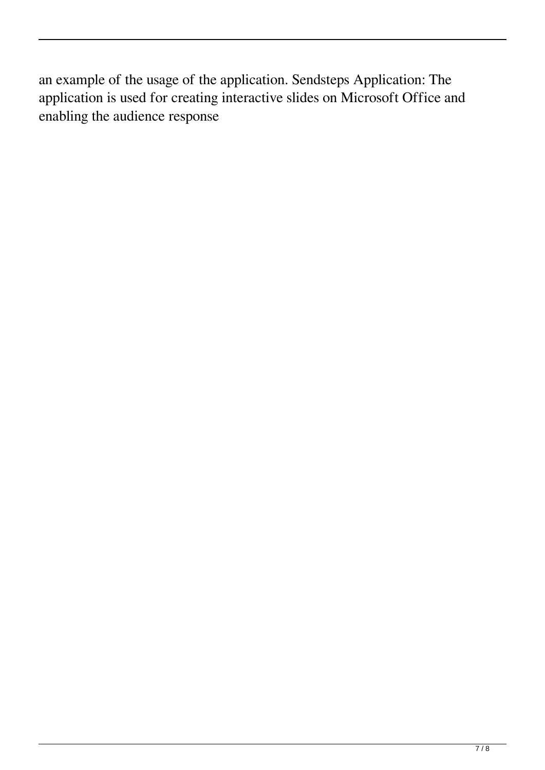an example of the usage of the application. Sendsteps Application: The application is used for creating interactive slides on Microsoft Office and enabling the audience response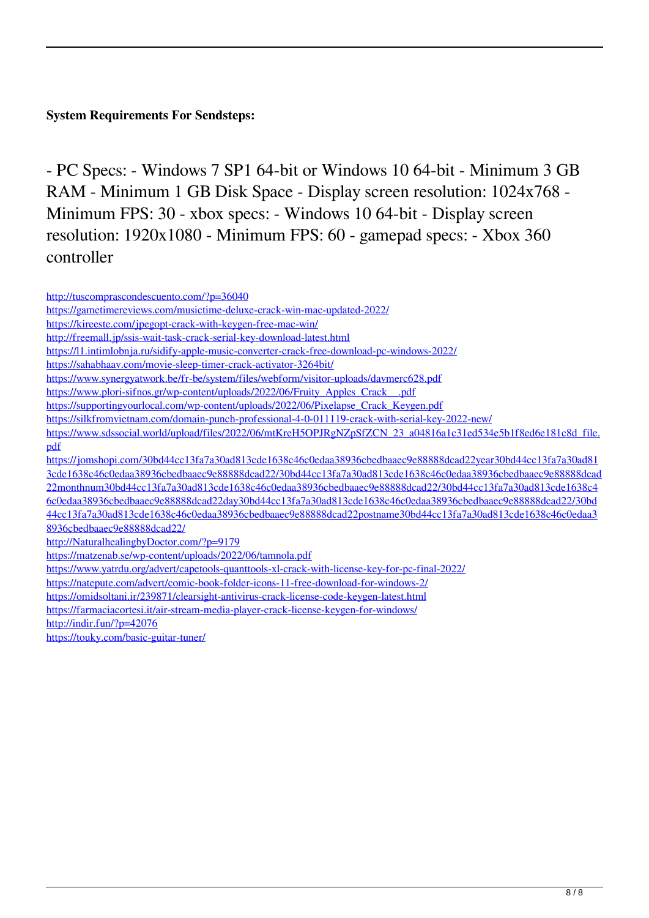**System Requirements For Sendsteps:**

- PC Specs: - Windows 7 SP1 64-bit or Windows 10 64-bit - Minimum 3 GB RAM - Minimum 1 GB Disk Space - Display screen resolution: 1024x768 - Minimum FPS: 30 - xbox specs: - Windows 10 64-bit - Display screen resolution: 1920x1080 - Minimum FPS: 60 - gamepad specs: - Xbox 360 controller

http://tuscomprascondescuento.com/?p=36040
https://gametimereviews.com/musictime-deluxe-crack-win-mac-updated-2022/
https://kireeste.com/jpegopt-crack-with-keygen-free-mac-win/
http://freemall.jp/ssis-wait-task-crack-serial-key-download-latest.html
https://l1.intimlobnja.ru/sidify-apple-music-converter-crack-free-download-pc-windows-2022/
https://sahabhaav.com/movie-sleep-timer-crack-activator-3264bit/
https://www.synergyatwork.be/fr-be/system/files/webform/visitor-uploads/davmerc628.pdf
https://www.plori-sifnos.gr/wp-content/uploads/2022/06/Fruity_Apples_Crack__.pdf
https://supportingyourlocal.com/wp-content/uploads/2022/06/Pixelapse_Crack_Keygen.pdf
https://silkfromvietnam.com/domain-punch-professional-4-0-011119-crack-with-serial-key-2022-new/
https://www.sdssocial.world/upload/files/2022/06/mtKreH5OPJRgNZpSfZCN_23_a04816a1c31ed534e5b1f8ed6e181c8d_file.pdf
https://jomshopi.com/30bd44cc13fa7a30ad813cde1638c46c0edaa38936cbedbaaec9e88888dcad22year30bd44cc13fa7a30ad813cde1638c46c0edaa38936cbedbaaec9e88888dcad22/30bd44cc13fa7a30ad813cde1638c46c0edaa38936cbedbaaec9e88888dcad22monthnum30bd44cc13fa7a30ad813cde1638c46c0edaa38936cbedbaaec9e88888dcad22/30bd44cc13fa7a30ad813cde1638c46c0edaa38936cbedbaaec9e88888dcad22day30bd44cc13fa7a30ad813cde1638c46c0edaa38936cbedbaaec9e88888dcad22/30bd44cc13fa7a30ad813cde1638c46c0edaa38936cbedbaaec9e88888dcad22postname30bd44cc13fa7a30ad813cde1638c46c0edaa38936cbedbaaec9e88888dcad22/
http://NaturalhealingbyDoctor.com/?p=9179
https://matzenab.se/wp-content/uploads/2022/06/tamnola.pdf
https://www.yatrdu.org/advert/capetools-quanttools-xl-crack-with-license-key-for-pc-final-2022/
https://natepute.com/advert/comic-book-folder-icons-11-free-download-for-windows-2/
https://omidsoltani.ir/239871/clearsight-antivirus-crack-license-code-keygen-latest.html
https://farmaciacortesi.it/air-stream-media-player-crack-license-keygen-for-windows/
http://indir.fun/?p=42076
https://touky.com/basic-guitar-tuner/